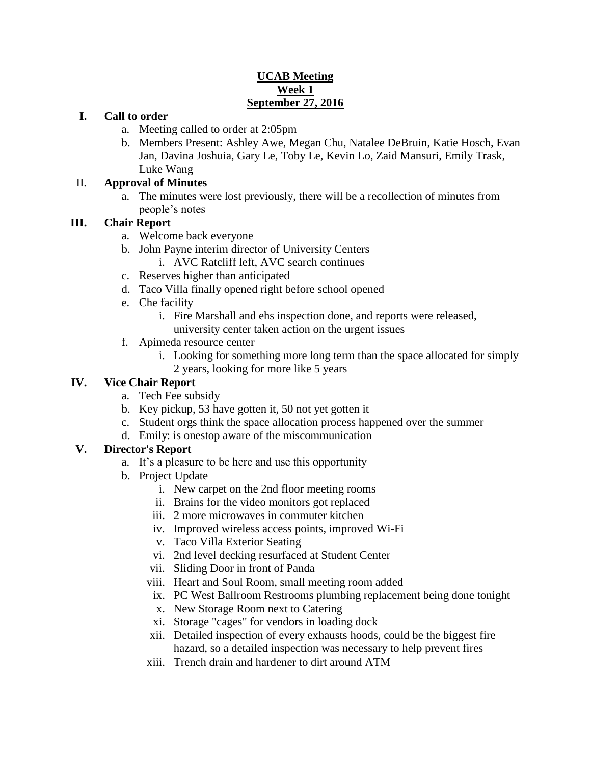# UCAB Meeting
## Week 1
## September 27, 2016

**I. Call to order**

a. Meeting called to order at 2:05pm

b. Members Present: Ashley Awe, Megan Chu, Natalee DeBruin, Katie Hosch, Evan Jan, Davina Joshuia, Gary Le, Toby Le, Kevin Lo, Zaid Mansuri, Emily Trask, Luke Wang

**II. Approval of Minutes**

a. The minutes were lost previously, there will be a recollection of minutes from people's notes

**III. Chair Report**

a. Welcome back everyone

b. John Payne interim director of University Centers

   i. AVC Ratcliff left, AVC search continues

c. Reserves higher than anticipated

d. Taco Villa finally opened right before school opened

e. Che facility

   i. Fire Marshall and ehs inspection done, and reports were released, university center taken action on the urgent issues

f. Apimeda resource center

   i. Looking for something more long term than the space allocated for simply 2 years, looking for more like 5 years

**IV. Vice Chair Report**

a. Tech Fee subsidy

b. Key pickup, 53 have gotten it, 50 not yet gotten it

c. Student orgs think the space allocation process happened over the summer

d. Emily: is onestop aware of the miscommunication

**V. Director's Report**

a. It's a pleasure to be here and use this opportunity

b. Project Update

   i. New carpet on the 2nd floor meeting rooms

   ii. Brains for the video monitors got replaced

   iii. 2 more microwaves in commuter kitchen

   iv. Improved wireless access points, improved Wi-Fi

   v. Taco Villa Exterior Seating

   vi. 2nd level decking resurfaced at Student Center

   vii. Sliding Door in front of Panda

   viii. Heart and Soul Room, small meeting room added

   ix. PC West Ballroom Restrooms plumbing replacement being done tonight

   x. New Storage Room next to Catering

   xi. Storage "cages" for vendors in loading dock

   xii. Detailed inspection of every exhausts hoods, could be the biggest fire hazard, so a detailed inspection was necessary to help prevent fires

   xiii. Trench drain and hardener to dirt around ATM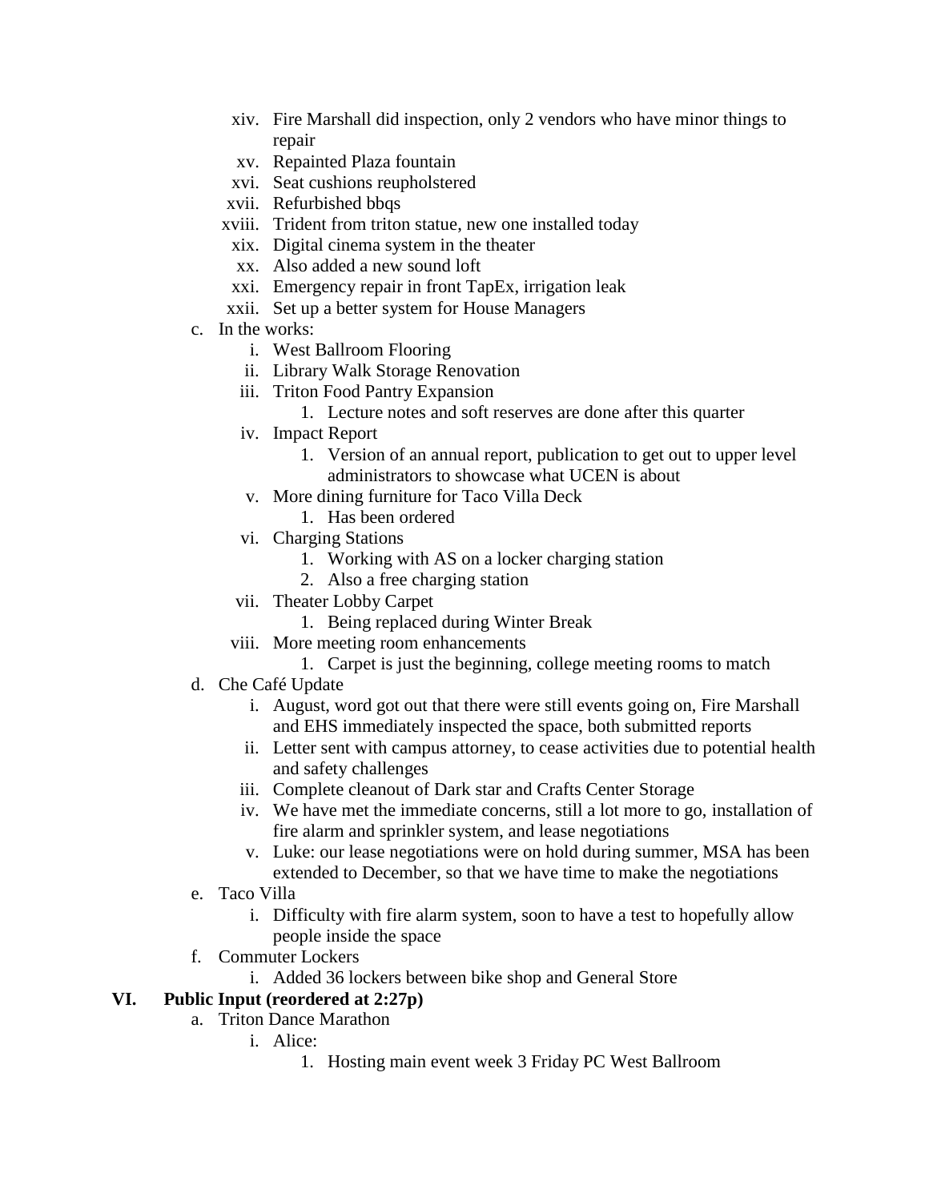- xiv. Fire Marshall did inspection, only 2 vendors who have minor things to repair
- xv. Repainted Plaza fountain
- xvi. Seat cushions reupholstered
- xvii. Refurbished bbqs
- xviii. Trident from triton statue, new one installed today
- xix. Digital cinema system in the theater
- xx. Also added a new sound loft
- xxi. Emergency repair in front TapEx, irrigation leak
- xxii. Set up a better system for House Managers

c. In the works:
- i. West Ballroom Flooring
- ii. Library Walk Storage Renovation
- iii. Triton Food Pantry Expansion
  1. Lecture notes and soft reserves are done after this quarter
- iv. Impact Report
  1. Version of an annual report, publication to get out to upper level administrators to showcase what UCEN is about
- v. More dining furniture for Taco Villa Deck
  1. Has been ordered
- vi. Charging Stations
  1. Working with AS on a locker charging station
  2. Also a free charging station
- vii. Theater Lobby Carpet
  1. Being replaced during Winter Break
- viii. More meeting room enhancements
  1. Carpet is just the beginning, college meeting rooms to match

d. Che Café Update
- i. August, word got out that there were still events going on, Fire Marshall and EHS immediately inspected the space, both submitted reports
- ii. Letter sent with campus attorney, to cease activities due to potential health and safety challenges
- iii. Complete cleanout of Dark star and Crafts Center Storage
- iv. We have met the immediate concerns, still a lot more to go, installation of fire alarm and sprinkler system, and lease negotiations
- v. Luke: our lease negotiations were on hold during summer, MSA has been extended to December, so that we have time to make the negotiations

e. Taco Villa
- i. Difficulty with fire alarm system, soon to have a test to hopefully allow people inside the space

f. Commuter Lockers
- i. Added 36 lockers between bike shop and General Store

**VI. Public Input (reordered at 2:27p)**

a. Triton Dance Marathon
- i. Alice:
  1. Hosting main event week 3 Friday PC West Ballroom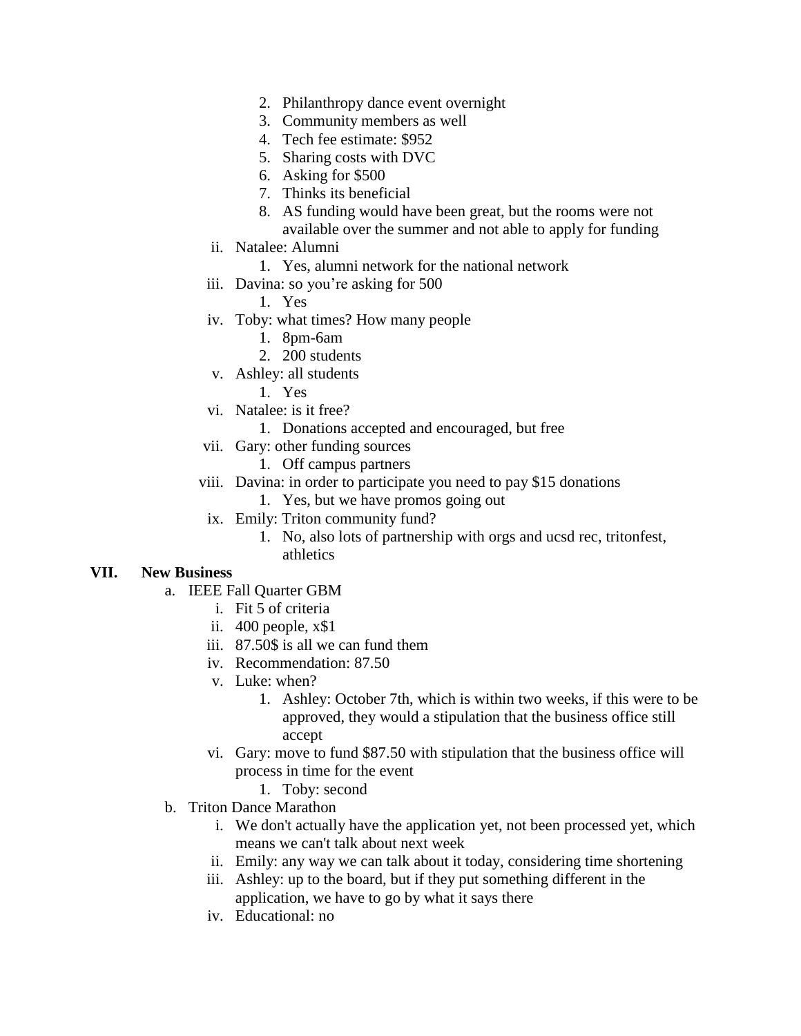2. Philanthropy dance event overnight
      3. Community members as well
      4. Tech fee estimate: $952
      5. Sharing costs with DVC
      6. Asking for $500
      7. Thinks its beneficial
      8. AS funding would have been great, but the rooms were not available over the summer and not able to apply for funding
   - ii. Natalee: Alumni
      1. Yes, alumni network for the national network
   - iii. Davina: so you're asking for 500
      1. Yes
   - iv. Toby: what times? How many people
      1. 8pm-6am
      2. 200 students
   - v. Ashley: all students
      1. Yes
   - vi. Natalee: is it free?
      1. Donations accepted and encouraged, but free
   - vii. Gary: other funding sources
      1. Off campus partners
   - viii. Davina: in order to participate you need to pay $15 donations
      1. Yes, but we have promos going out
   - ix. Emily: Triton community fund?
      1. No, also lots of partnership with orgs and ucsd rec, tritonfest, athletics

**VII. New Business**

- a. IEEE Fall Quarter GBM
   - i. Fit 5 of criteria
   - ii. 400 people, x$1
   - iii. 87.50$ is all we can fund them
   - iv. Recommendation: 87.50
   - v. Luke: when?
      1. Ashley: October 7th, which is within two weeks, if this were to be approved, they would a stipulation that the business office still accept
   - vi. Gary: move to fund $87.50 with stipulation that the business office will process in time for the event
      1. Toby: second
- b. Triton Dance Marathon
   - i. We don't actually have the application yet, not been processed yet, which means we can't talk about next week
   - ii. Emily: any way we can talk about it today, considering time shortening
   - iii. Ashley: up to the board, but if they put something different in the application, we have to go by what it says there
   - iv. Educational: no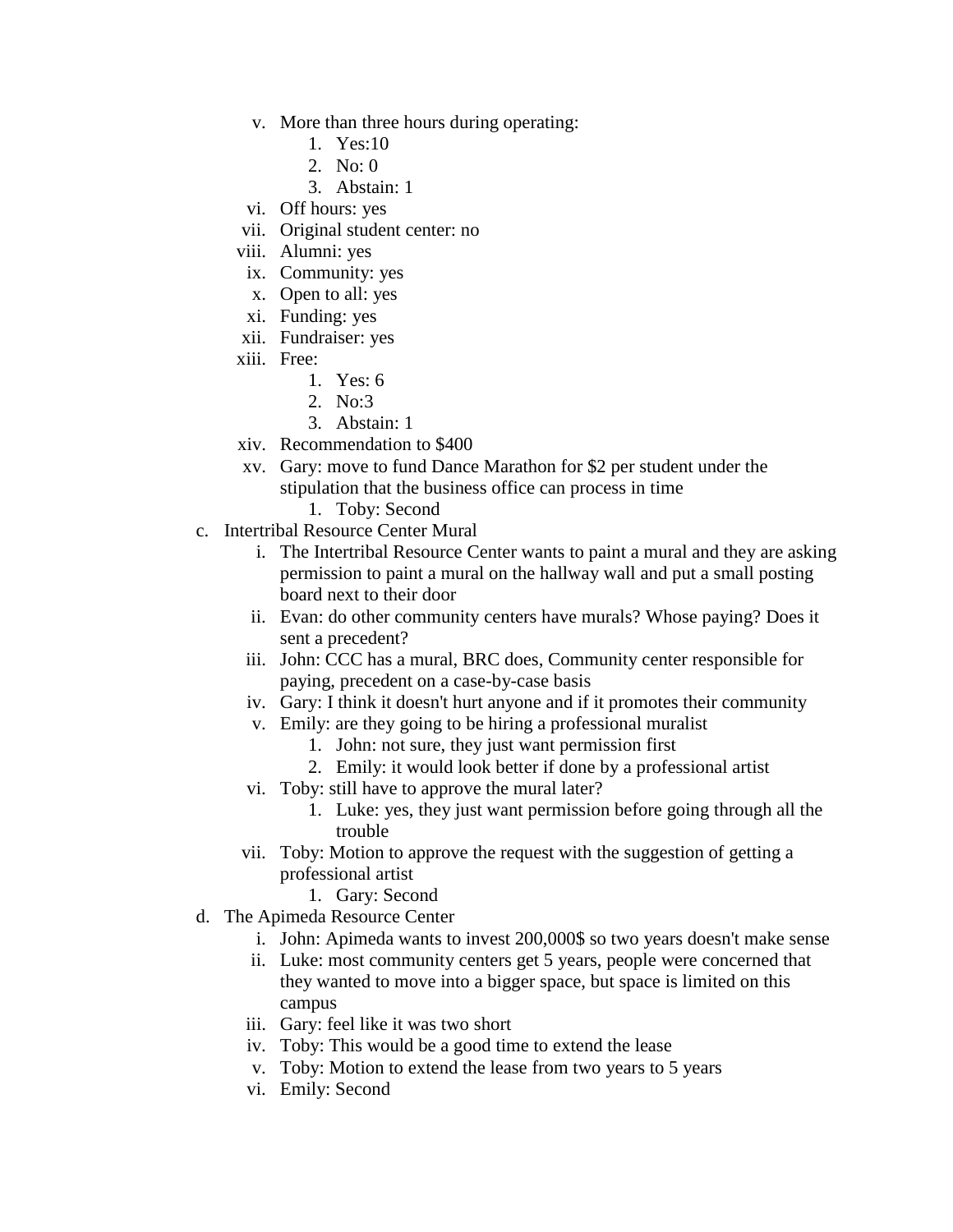v. More than three hours during operating:
      1. Yes:10
      2. No: 0
      3. Abstain: 1
   vi. Off hours: yes
   vii. Original student center: no
   viii. Alumni: yes
   ix. Community: yes
   x. Open to all: yes
   xi. Funding: yes
   xii. Fundraiser: yes
   xiii. Free:
      1. Yes: 6
      2. No:3
      3. Abstain: 1
   xiv. Recommendation to $400
   xv. Gary: move to fund Dance Marathon for $2 per student under the stipulation that the business office can process in time
      1. Toby: Second

c. Intertribal Resource Center Mural
   i. The Intertribal Resource Center wants to paint a mural and they are asking permission to paint a mural on the hallway wall and put a small posting board next to their door
   ii. Evan: do other community centers have murals? Whose paying? Does it sent a precedent?
   iii. John: CCC has a mural, BRC does, Community center responsible for paying, precedent on a case-by-case basis
   iv. Gary: I think it doesn't hurt anyone and if it promotes their community
   v. Emily: are they going to be hiring a professional muralist
      1. John: not sure, they just want permission first
      2. Emily: it would look better if done by a professional artist
   vi. Toby: still have to approve the mural later?
      1. Luke: yes, they just want permission before going through all the trouble
   vii. Toby: Motion to approve the request with the suggestion of getting a professional artist
      1. Gary: Second

d. The Apimeda Resource Center
   i. John: Apimeda wants to invest 200,000$ so two years doesn't make sense
   ii. Luke: most community centers get 5 years, people were concerned that they wanted to move into a bigger space, but space is limited on this campus
   iii. Gary: feel like it was two short
   iv. Toby: This would be a good time to extend the lease
   v. Toby: Motion to extend the lease from two years to 5 years
   vi. Emily: Second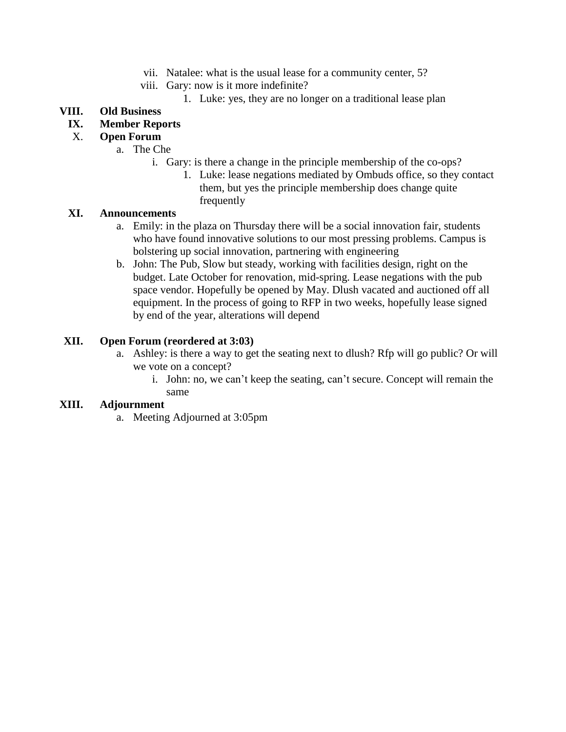vii. Natalee: what is the usual lease for a community center, 5?

viii. Gary: now is it more indefinite?

1. Luke: yes, they are no longer on a traditional lease plan

**VIII. Old Business**

**IX. Member Reports**

X. **Open Forum**

a. The Che

i. Gary: is there a change in the principle membership of the co-ops?

1. Luke: lease negations mediated by Ombuds office, so they contact them, but yes the principle membership does change quite frequently

**XI. Announcements**

a. Emily: in the plaza on Thursday there will be a social innovation fair, students who have found innovative solutions to our most pressing problems. Campus is bolstering up social innovation, partnering with engineering

b. John: The Pub, Slow but steady, working with facilities design, right on the budget. Late October for renovation, mid-spring. Lease negations with the pub space vendor. Hopefully be opened by May. Dlush vacated and auctioned off all equipment. In the process of going to RFP in two weeks, hopefully lease signed by end of the year, alterations will depend

**XII. Open Forum (reordered at 3:03)**

a. Ashley: is there a way to get the seating next to dlush? Rfp will go public? Or will we vote on a concept?

i. John: no, we can't keep the seating, can't secure. Concept will remain the same

**XIII. Adjournment**

a. Meeting Adjourned at 3:05pm